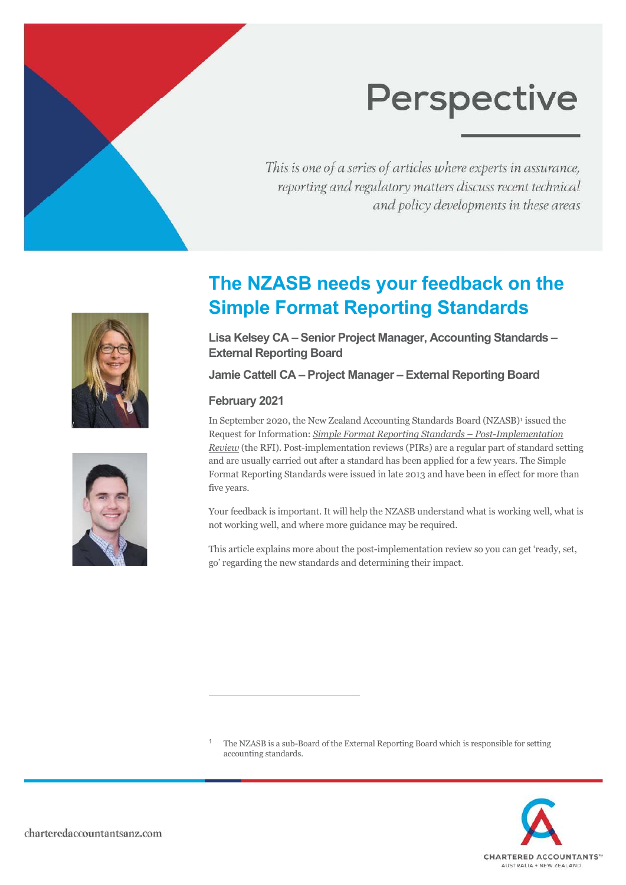# Perspective

*This is one of a series of articles where experts in assurance, reporting and regulatory matters discuss recent technical and policy developments in these areas*

## The NZASB needs your feedback on the Simple Format Reporting Standards

**Lisa Kelsey CA – Senior Project Manager, Accounting Standards – External Reporting Board**

**Jamie Cattell CA – Project Manager – External Reporting Board**

**February 2021**

In September 2020, the New Zealand Accounting Standards Board (NZASB)[1] issued the Request for Information: *Simple Format Reporting Standards – Post-Implementation Review* (the RFI). Post-implementation reviews (PIRs) are a regular part of standard setting and are usually carried out after a standard has been applied for a few years. The Simple Format Reporting Standards were issued in late 2013 and have been in effect for more than five years.

Your feedback is important. It will help the NZASB understand what is working well, what is not working well, and where more guidance may be required.

This article explains more about the post-implementation review so you can get 'ready, set, go' regarding the new standards and determining their impact.

[1] The NZASB is a sub-Board of the External Reporting Board which is responsible for setting accounting standards.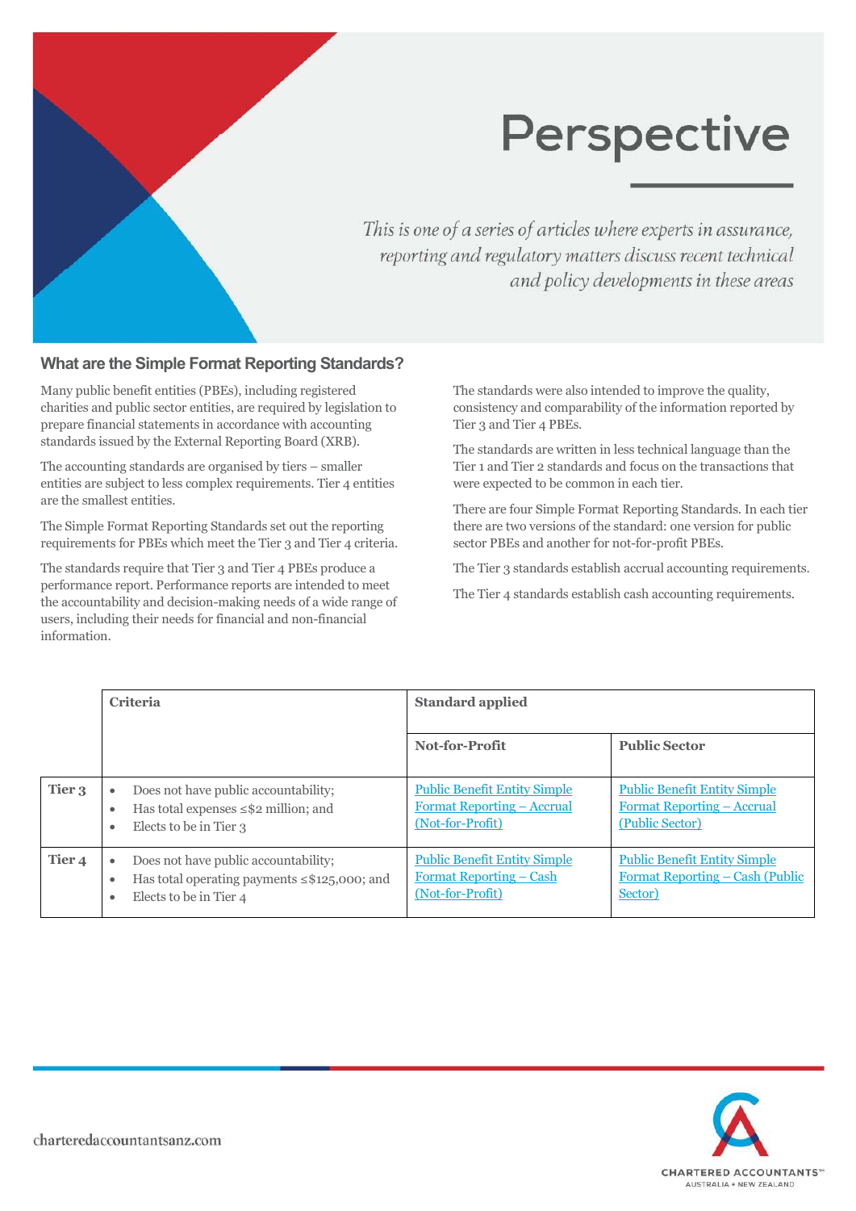# Perspective

*This is one of a series of articles where experts in assurance, reporting and regulatory matters discuss recent technical and policy developments in these areas*

## What are the Simple Format Reporting Standards?

Many public benefit entities (PBEs), including registered charities and public sector entities, are required by legislation to prepare financial statements in accordance with accounting standards issued by the External Reporting Board (XRB).

The accounting standards are organised by tiers – smaller entities are subject to less complex requirements. Tier 4 entities are the smallest entities.

The Simple Format Reporting Standards set out the reporting requirements for PBEs which meet the Tier 3 and Tier 4 criteria.

The standards require that Tier 3 and Tier 4 PBEs produce a performance report. Performance reports are intended to meet the accountability and decision-making needs of a wide range of users, including their needs for financial and non-financial information.

The standards were also intended to improve the quality, consistency and comparability of the information reported by Tier 3 and Tier 4 PBEs.

The standards are written in less technical language than the Tier 1 and Tier 2 standards and focus on the transactions that were expected to be common in each tier.

There are four Simple Format Reporting Standards. In each tier there are two versions of the standard: one version for public sector PBEs and another for not-for-profit PBEs.

The Tier 3 standards establish accrual accounting requirements.

The Tier 4 standards establish cash accounting requirements.

| | **Criteria** | **Standard applied** | |
|---|---|---|---|
| | | **Not-for-Profit** | **Public Sector** |
| **Tier 3** | • Does not have public accountability;<br>• Has total expenses ≤$2 million; and<br>• Elects to be in Tier 3 | Public Benefit Entity Simple Format Reporting – Accrual (Not-for-Profit) | Public Benefit Entity Simple Format Reporting – Accrual (Public Sector) |
| **Tier 4** | • Does not have public accountability;<br>• Has total operating payments ≤$125,000; and<br>• Elects to be in Tier 4 | Public Benefit Entity Simple Format Reporting – Cash (Not-for-Profit) | Public Benefit Entity Simple Format Reporting – Cash (Public Sector) |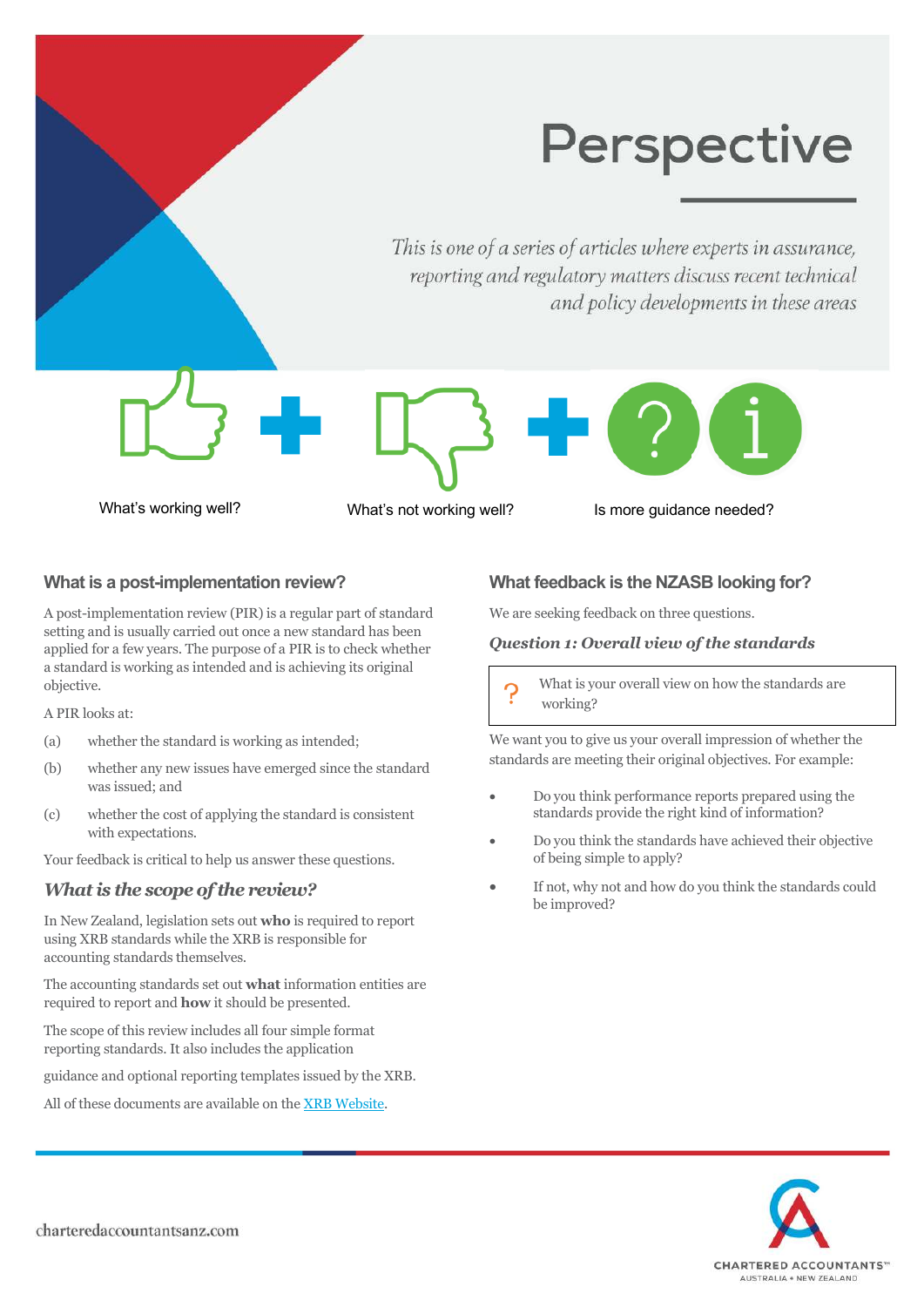# Perspective

*This is one of a series of articles where experts in assurance, reporting and regulatory matters discuss recent technical and policy developments in these areas*

What's working well? + What's not working well? + Is more guidance needed?

## What is a post-implementation review?

A post-implementation review (PIR) is a regular part of standard setting and is usually carried out once a new standard has been applied for a few years. The purpose of a PIR is to check whether a standard is working as intended and is achieving its original objective.

A PIR looks at:

(a) whether the standard is working as intended;

(b) whether any new issues have emerged since the standard was issued; and

(c) whether the cost of applying the standard is consistent with expectations.

Your feedback is critical to help us answer these questions.

### *What is the scope of the review?*

In New Zealand, legislation sets out **who** is required to report using XRB standards while the XRB is responsible for accounting standards themselves.

The accounting standards set out **what** information entities are required to report and **how** it should be presented.

The scope of this review includes all four simple format reporting standards. It also includes the application guidance and optional reporting templates issued by the XRB.

All of these documents are available on the [XRB Website](XRB Website).

## What feedback is the NZASB looking for?

We are seeking feedback on three questions.

### *Question 1: Overall view of the standards*

> ? What is your overall view on how the standards are working?

We want you to give us your overall impression of whether the standards are meeting their original objectives. For example:

- Do you think performance reports prepared using the standards provide the right kind of information?
- Do you think the standards have achieved their objective of being simple to apply?
- If not, why not and how do you think the standards could be improved?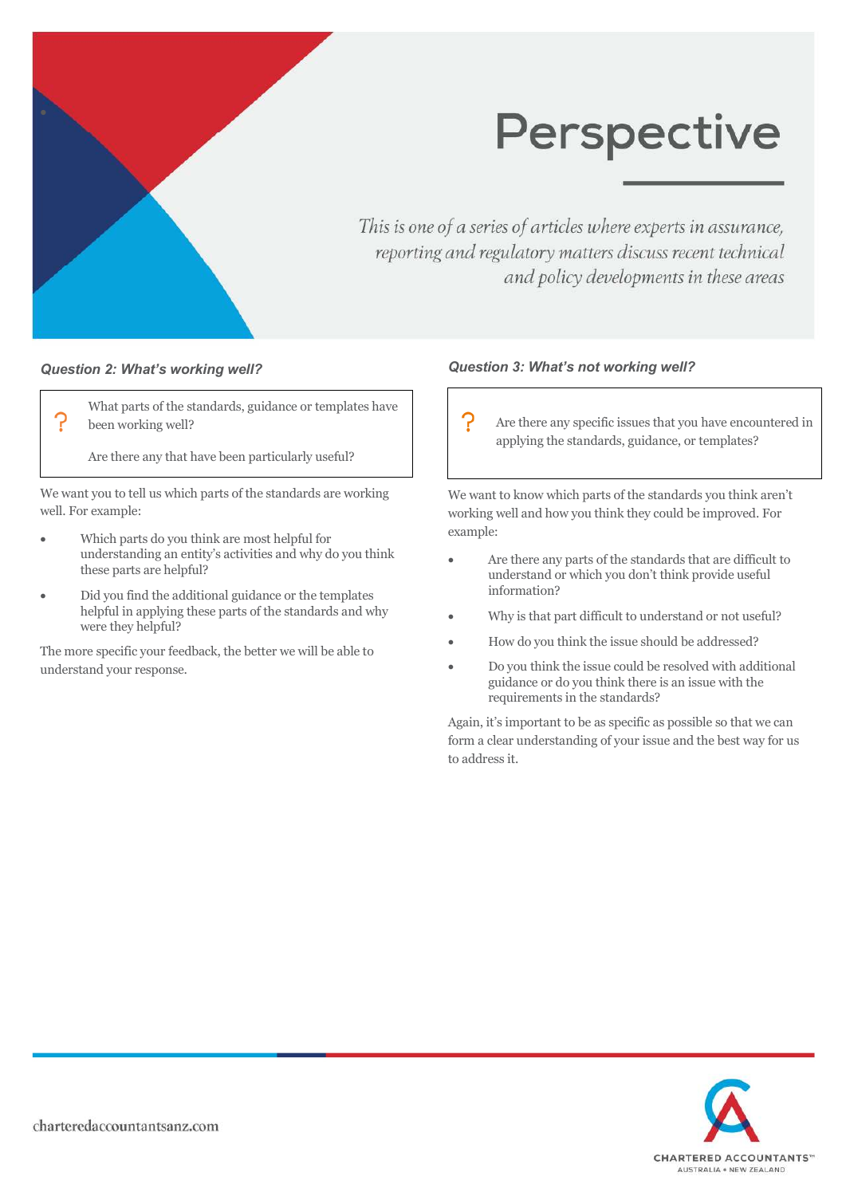# Perspective

*This is one of a series of articles where experts in assurance, reporting and regulatory matters discuss recent technical and policy developments in these areas*

### *Question 2: What's working well?*

> What parts of the standards, guidance or templates have been working well?
>
> Are there any that have been particularly useful?

We want you to tell us which parts of the standards are working well. For example:

- Which parts do you think are most helpful for understanding an entity's activities and why do you think these parts are helpful?
- Did you find the additional guidance or the templates helpful in applying these parts of the standards and why were they helpful?

The more specific your feedback, the better we will be able to understand your response.

### *Question 3: What's not working well?*

> Are there any specific issues that you have encountered in applying the standards, guidance, or templates?

We want to know which parts of the standards you think aren't working well and how you think they could be improved. For example:

- Are there any parts of the standards that are difficult to understand or which you don't think provide useful information?
- Why is that part difficult to understand or not useful?
- How do you think the issue should be addressed?
- Do you think the issue could be resolved with additional guidance or do you think there is an issue with the requirements in the standards?

Again, it's important to be as specific as possible so that we can form a clear understanding of your issue and the best way for us to address it.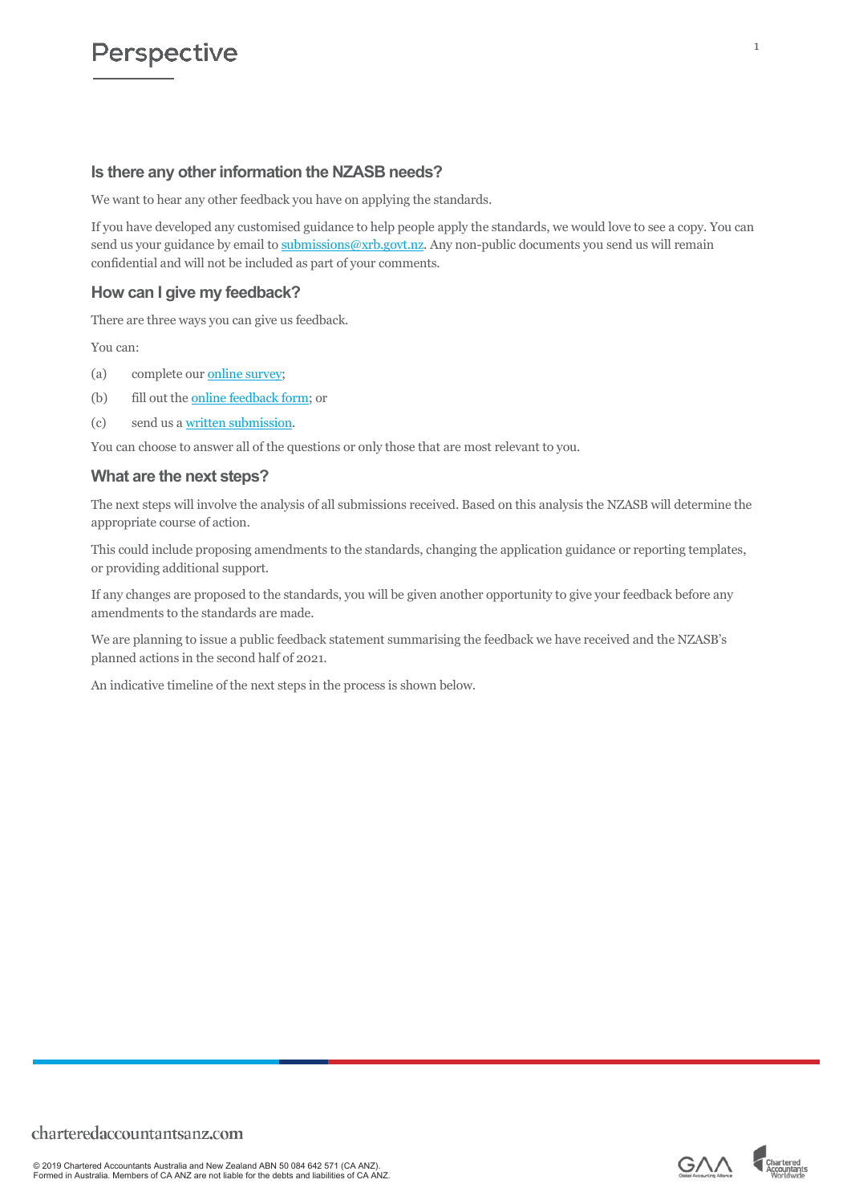### Is there any other information the NZASB needs?

We want to hear any other feedback you have on applying the standards.

If you have developed any customised guidance to help people apply the standards, we would love to see a copy. You can send us your guidance by email to submissions@xrb.govt.nz. Any non-public documents you send us will remain confidential and will not be included as part of your comments.

### How can I give my feedback?

There are three ways you can give us feedback.

You can:

(a) complete our online survey;

(b) fill out the online feedback form; or

(c) send us a written submission.

You can choose to answer all of the questions or only those that are most relevant to you.

### What are the next steps?

The next steps will involve the analysis of all submissions received. Based on this analysis the NZASB will determine the appropriate course of action.

This could include proposing amendments to the standards, changing the application guidance or reporting templates, or providing additional support.

If any changes are proposed to the standards, you will be given another opportunity to give your feedback before any amendments to the standards are made.

We are planning to issue a public feedback statement summarising the feedback we have received and the NZASB's planned actions in the second half of 2021.

An indicative timeline of the next steps in the process is shown below.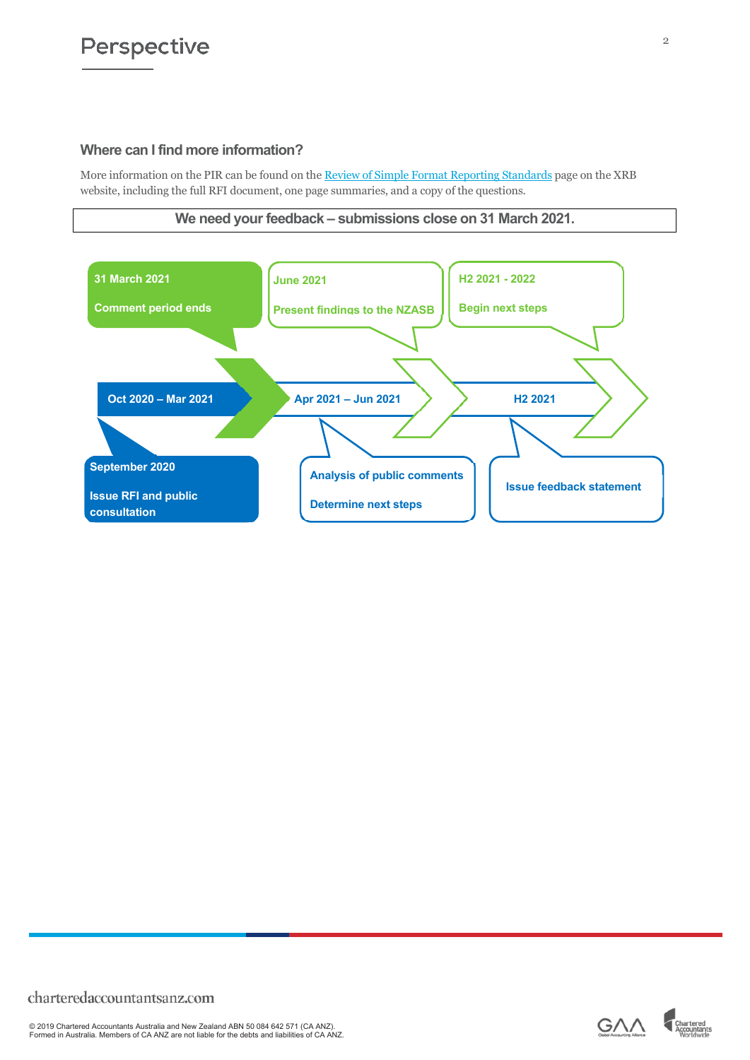### Where can I find more information?

More information on the PIR can be found on the [Review of Simple Format Reporting Standards](Review of Simple Format Reporting Standards) page on the XRB website, including the full RFI document, one page summaries, and a copy of the questions.

**We need your feedback – submissions close on 31 March 2021.**

31 March 2021
Comment period ends

June 2021
Present findings to the NZASB

H2 2021 - 2022
Begin next steps

Oct 2020 – Mar 2021

Apr 2021 – Jun 2021

H2 2021

September 2020
Issue RFI and public consultation

Analysis of public comments
Determine next steps

Issue feedback statement

charteredaccountantsanz.com

© 2019 Chartered Accountants Australia and New Zealand ABN 50 084 642 571 (CA ANZ).
Formed in Australia. Members of CA ANZ are not liable for the debts and liabilities of CA ANZ.